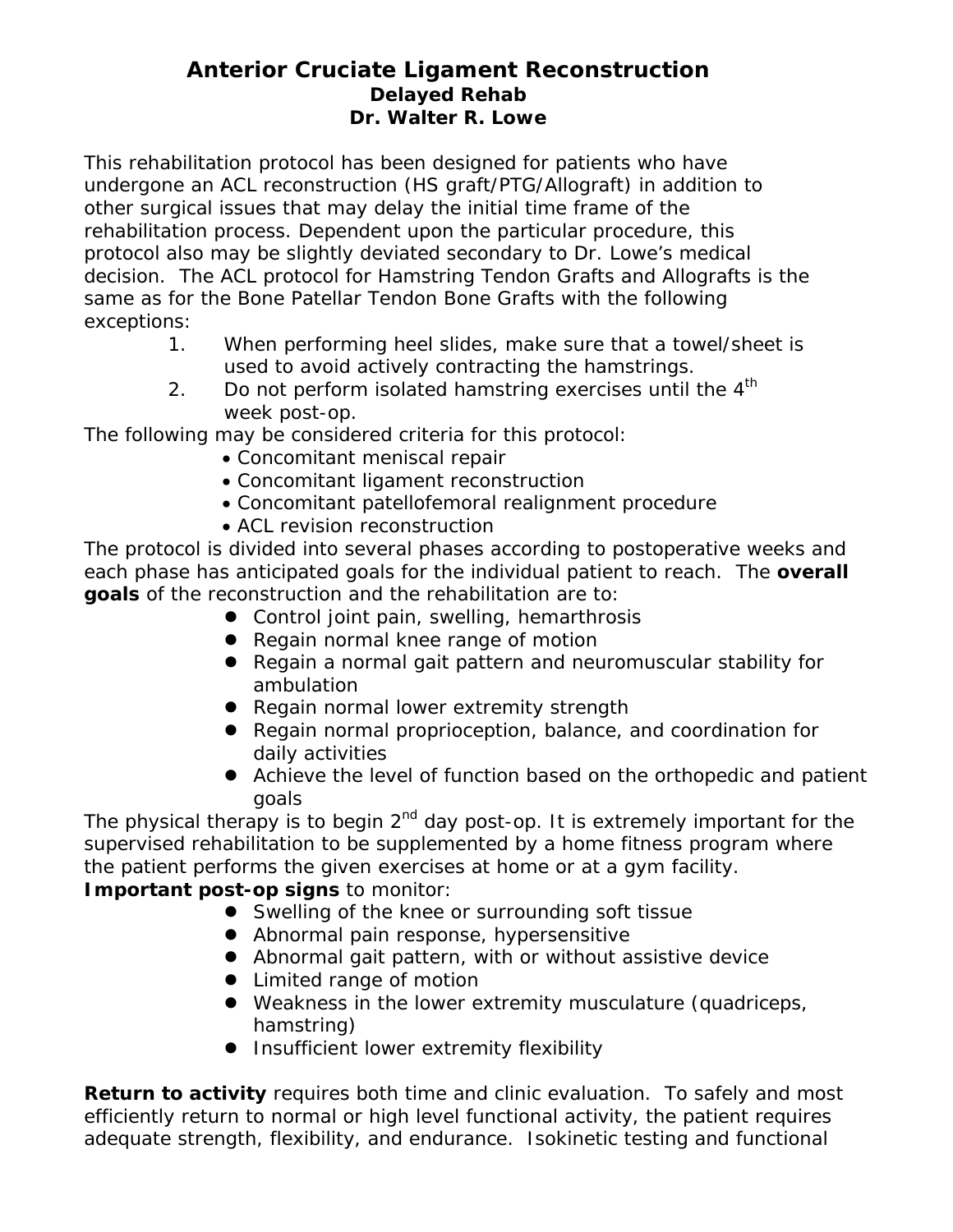# Anterior Cruciate Ligament Reconstruction
## Delayed Rehab
## Dr. Walter R. Lowe

This rehabilitation protocol has been designed for patients who have undergone an ACL reconstruction (HS graft/PTG/Allograft) in addition to other surgical issues that may delay the initial time frame of the rehabilitation process. Dependent upon the particular procedure, this protocol also may be slightly deviated secondary to Dr. Lowe's medical decision. The ACL protocol for Hamstring Tendon Grafts and Allografts is the same as for the Bone Patellar Tendon Bone Grafts with the following exceptions:

1. When performing heel slides, make sure that a towel/sheet is used to avoid actively contracting the hamstrings.
2. Do not perform isolated hamstring exercises until the 4th week post-op.

The following may be considered criteria for this protocol:

- Concomitant meniscal repair
- Concomitant ligament reconstruction
- Concomitant patellofemoral realignment procedure
- ACL revision reconstruction

The protocol is divided into several phases according to postoperative weeks and each phase has anticipated goals for the individual patient to reach. The **overall goals** of the reconstruction and the rehabilitation are to:

- Control joint pain, swelling, hemarthrosis
- Regain normal knee range of motion
- Regain a normal gait pattern and neuromuscular stability for ambulation
- Regain normal lower extremity strength
- Regain normal proprioception, balance, and coordination for daily activities
- Achieve the level of function based on the orthopedic and patient goals

The physical therapy is to begin 2nd day post-op. It is extremely important for the supervised rehabilitation to be supplemented by a home fitness program where the patient performs the given exercises at home or at a gym facility.

**Important post-op signs** to monitor:

- Swelling of the knee or surrounding soft tissue
- Abnormal pain response, hypersensitive
- Abnormal gait pattern, with or without assistive device
- Limited range of motion
- Weakness in the lower extremity musculature (quadriceps, hamstring)
- Insufficient lower extremity flexibility

**Return to activity** requires both time and clinic evaluation. To safely and most efficiently return to normal or high level functional activity, the patient requires adequate strength, flexibility, and endurance. Isokinetic testing and functional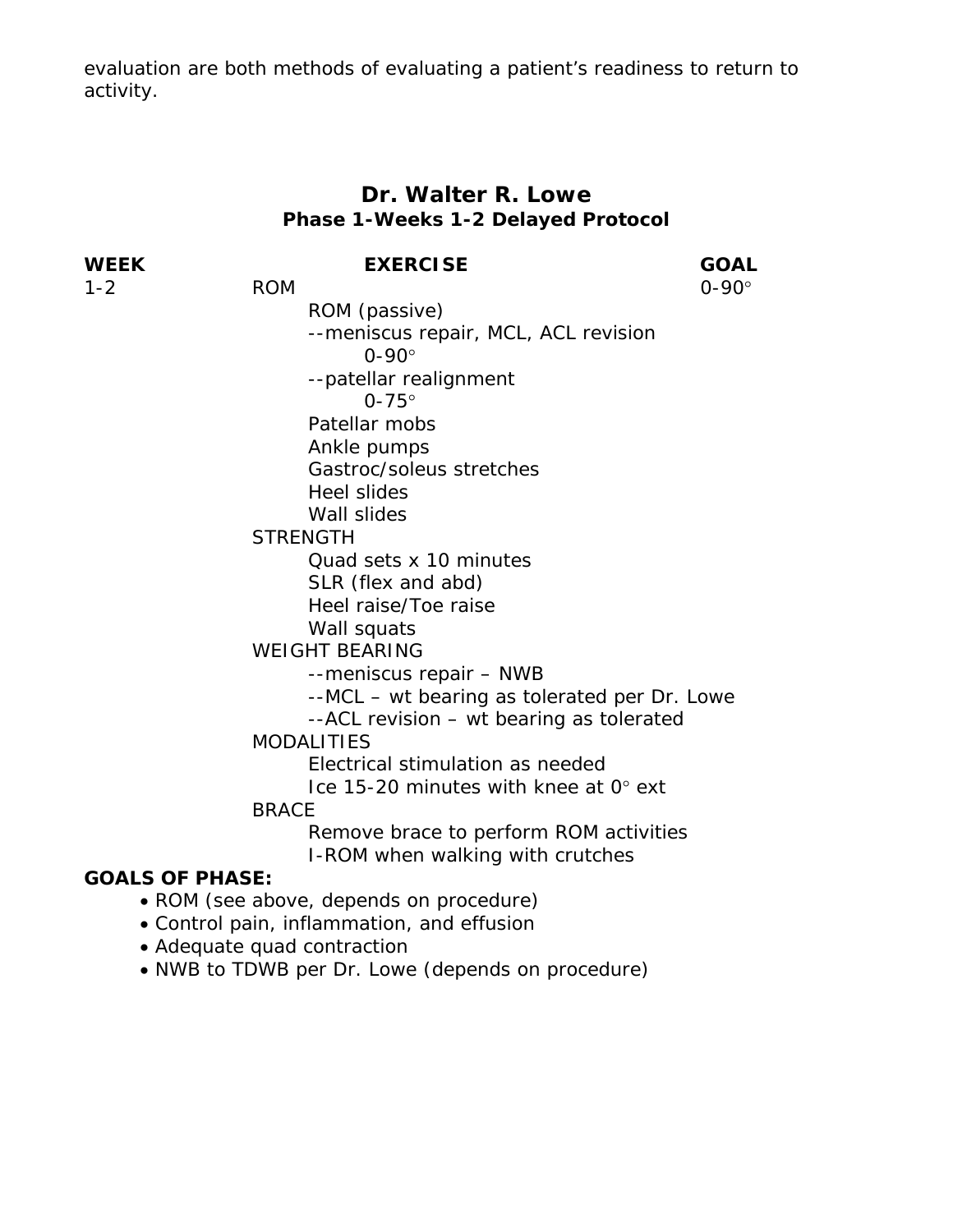evaluation are both methods of evaluating a patient's readiness to return to activity.

## Dr. Walter R. Lowe

### Phase 1-Weeks 1-2 Delayed Protocol

| WEEK | EXERCISE | GOAL |
|---|---|---|
| 1-2 | ROM | 0-90° |
| | ROM (passive) | |
| | --meniscus repair, MCL, ACL revision | |
| | 0-90° | |
| | --patellar realignment | |
| | 0-75° | |
| | Patellar mobs | |
| | Ankle pumps | |
| | Gastroc/soleus stretches | |
| | Heel slides | |
| | Wall slides | |
| | STRENGTH | |
| | Quad sets x 10 minutes | |
| | SLR (flex and abd) | |
| | Heel raise/Toe raise | |
| | Wall squats | |
| | WEIGHT BEARING | |
| | --meniscus repair – NWB | |
| | --MCL – wt bearing as tolerated per Dr. Lowe | |
| | --ACL revision – wt bearing as tolerated | |
| | MODALITIES | |
| | Electrical stimulation as needed | |
| | Ice 15-20 minutes with knee at 0° ext | |
| | BRACE | |
| | Remove brace to perform ROM activities | |
| | I-ROM when walking with crutches | |

**GOALS OF PHASE:**

- ROM (see above, depends on procedure)
- Control pain, inflammation, and effusion
- Adequate quad contraction
- NWB to TDWB per Dr. Lowe (depends on procedure)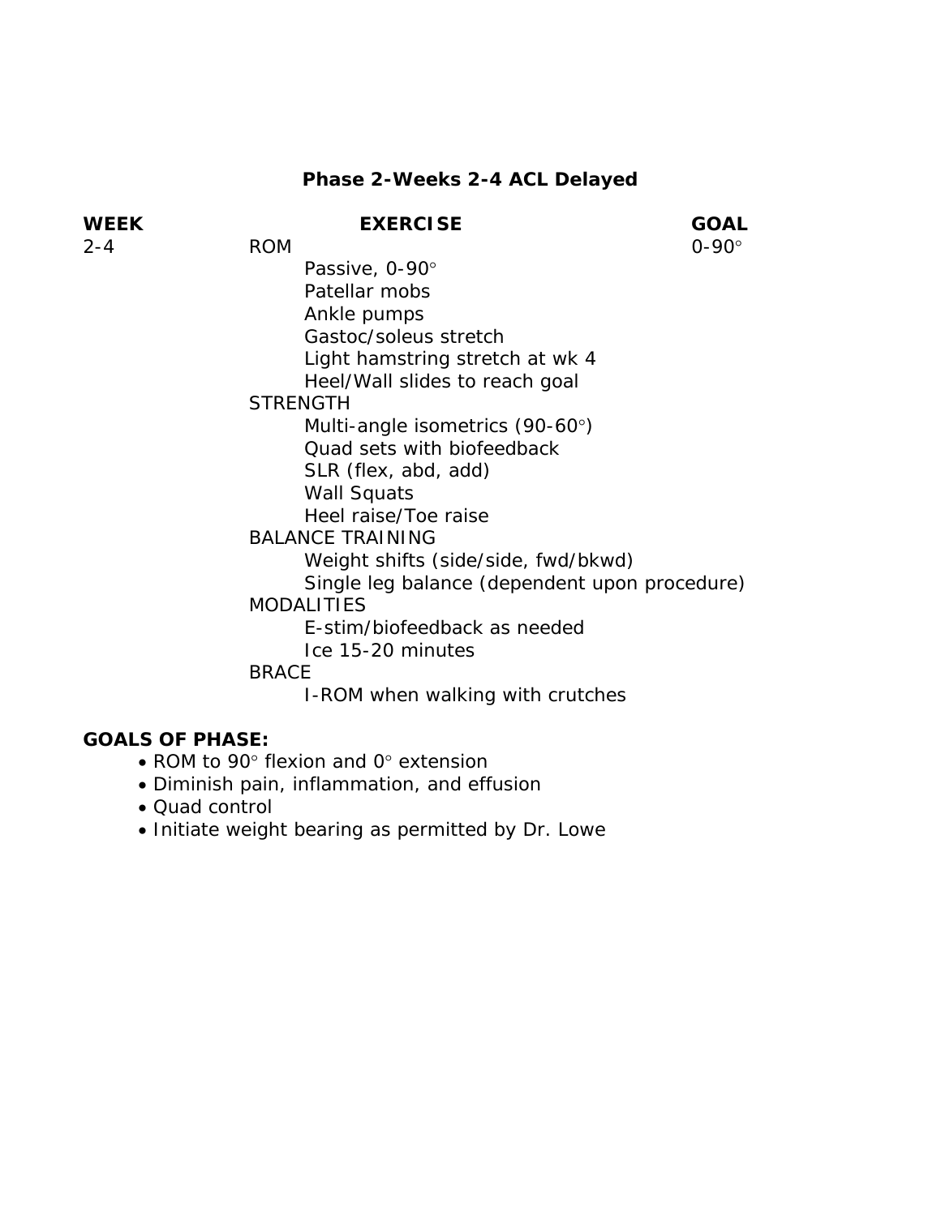## Phase 2-Weeks 2-4 ACL Delayed

| WEEK | EXERCISE | GOAL |
|---|---|---|
| 2-4 | ROM | 0-90° |
| | Passive, 0-90° | |
| | Patellar mobs | |
| | Ankle pumps | |
| | Gastoc/soleus stretch | |
| | Light hamstring stretch at wk 4 | |
| | Heel/Wall slides to reach goal | |
| | STRENGTH | |
| | Multi-angle isometrics (90-60°) | |
| | Quad sets with biofeedback | |
| | SLR (flex, abd, add) | |
| | Wall Squats | |
| | Heel raise/Toe raise | |
| | BALANCE TRAINING | |
| | Weight shifts (side/side, fwd/bkwd) | |
| | Single leg balance (dependent upon procedure) | |
| | MODALITIES | |
| | E-stim/biofeedback as needed | |
| | Ice 15-20 minutes | |
| | BRACE | |
| | I-ROM when walking with crutches | |

**GOALS OF PHASE:**

- ROM to 90° flexion and 0° extension
- Diminish pain, inflammation, and effusion
- Quad control
- Initiate weight bearing as permitted by Dr. Lowe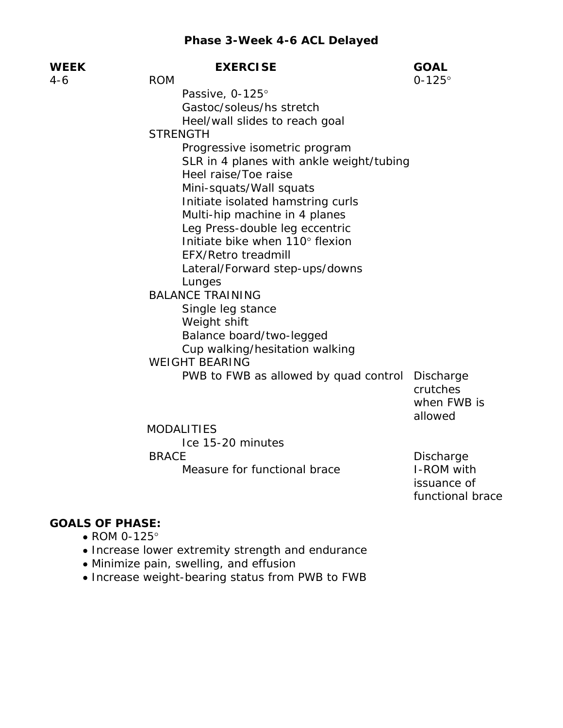# Phase 3-Week 4-6 ACL Delayed

| WEEK | EXERCISE | GOAL |
|---|---|---|
| 4-6 | ROM | 0-125° |
| | Passive, 0-125° | |
| | Gastoc/soleus/hs stretch | |
| | Heel/wall slides to reach goal | |
| | STRENGTH | |
| | Progressive isometric program | |
| | SLR in 4 planes with ankle weight/tubing | |
| | Heel raise/Toe raise | |
| | Mini-squats/Wall squats | |
| | Initiate isolated hamstring curls | |
| | Multi-hip machine in 4 planes | |
| | Leg Press-double leg eccentric | |
| | Initiate bike when 110° flexion | |
| | EFX/Retro treadmill | |
| | Lateral/Forward step-ups/downs | |
| | Lunges | |
| | BALANCE TRAINING | |
| | Single leg stance | |
| | Weight shift | |
| | Balance board/two-legged | |
| | Cup walking/hesitation walking | |
| | WEIGHT BEARING | |
| | PWB to FWB as allowed by quad control | Discharge crutches when FWB is allowed |
| | MODALITIES | |
| | Ice 15-20 minutes | |
| | BRACE | Discharge I-ROM with issuance of functional brace |
| | Measure for functional brace | |

**GOALS OF PHASE:**

- ROM 0-125°
- Increase lower extremity strength and endurance
- Minimize pain, swelling, and effusion
- Increase weight-bearing status from PWB to FWB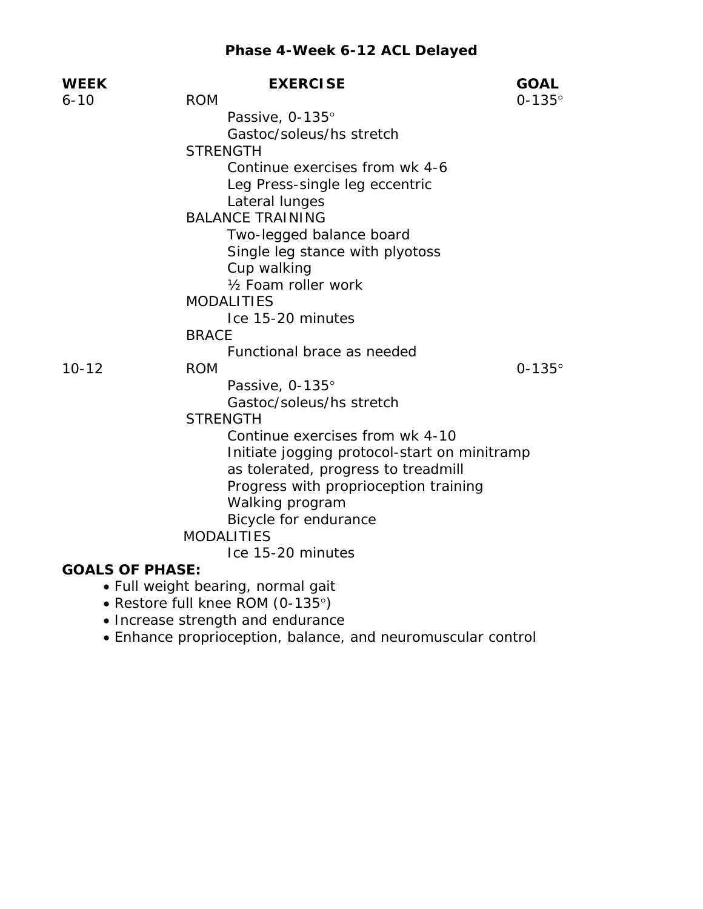## Phase 4-Week 6-12 ACL Delayed

| WEEK | EXERCISE | GOAL |
|---|---|---|
| 6-10 | ROM | 0-135° |
| | Passive, 0-135° | |
| | Gastoc/soleus/hs stretch | |
| | STRENGTH | |
| | Continue exercises from wk 4-6 | |
| | Leg Press-single leg eccentric | |
| | Lateral lunges | |
| | BALANCE TRAINING | |
| | Two-legged balance board | |
| | Single leg stance with plyotoss | |
| | Cup walking | |
| | ½ Foam roller work | |
| | MODALITIES | |
| | Ice 15-20 minutes | |
| | BRACE | |
| | Functional brace as needed | |
| 10-12 | ROM | 0-135° |
| | Passive, 0-135° | |
| | Gastoc/soleus/hs stretch | |
| | STRENGTH | |
| | Continue exercises from wk 4-10 | |
| | Initiate jogging protocol-start on minitramp as tolerated, progress to treadmill | |
| | Progress with proprioception training | |
| | Walking program | |
| | Bicycle for endurance | |
| | MODALITIES | |
| | Ice 15-20 minutes | |

**GOALS OF PHASE:**

- Full weight bearing, normal gait
- Restore full knee ROM (0-135°)
- Increase strength and endurance
- Enhance proprioception, balance, and neuromuscular control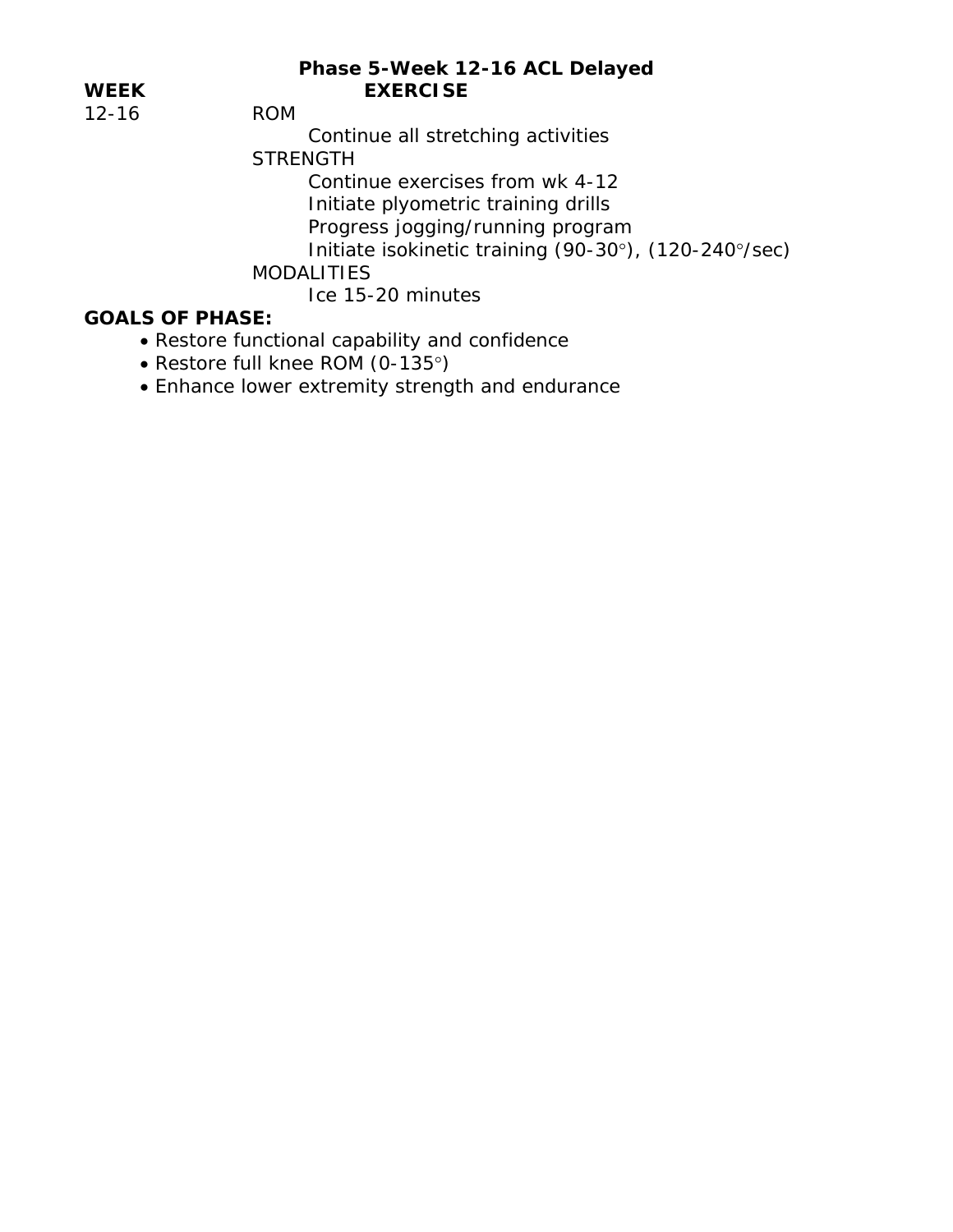## Phase 5-Week 12-16 ACL Delayed

| WEEK | EXERCISE |
|---|---|
| 12-16 | ROM |
| | Continue all stretching activities |
| | STRENGTH |
| | Continue exercises from wk 4-12 |
| | Initiate plyometric training drills |
| | Progress jogging/running program |
| | Initiate isokinetic training (90-30°), (120-240°/sec) |
| | MODALITIES |
| | Ice 15-20 minutes |

**GOALS OF PHASE:**

- Restore functional capability and confidence
- Restore full knee ROM (0-135°)
- Enhance lower extremity strength and endurance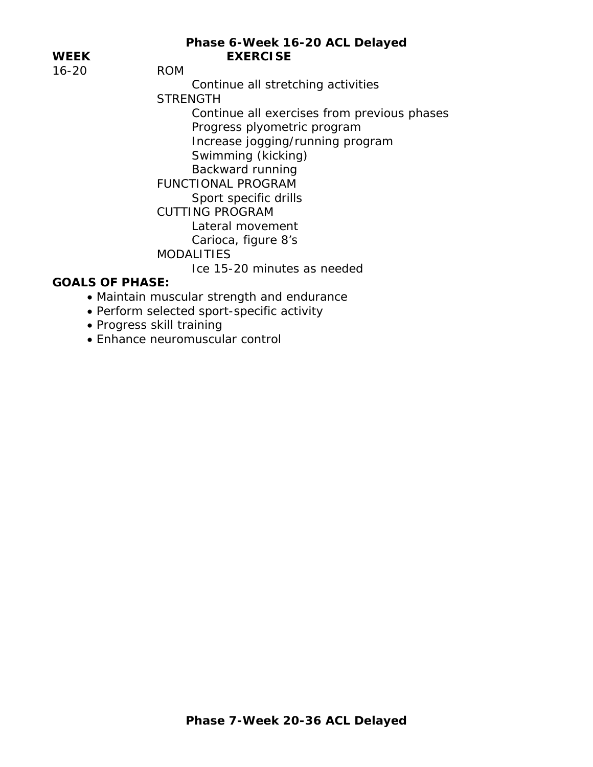## Phase 6-Week 16-20 ACL Delayed

| WEEK | EXERCISE |
|---|---|
| 16-20 | ROM |
| | Continue all stretching activities |
| | STRENGTH |
| | Continue all exercises from previous phases |
| | Progress plyometric program |
| | Increase jogging/running program |
| | Swimming (kicking) |
| | Backward running |
| | FUNCTIONAL PROGRAM |
| | Sport specific drills |
| | CUTTING PROGRAM |
| | Lateral movement |
| | Carioca, figure 8's |
| | MODALITIES |
| | Ice 15-20 minutes as needed |

**GOALS OF PHASE:**

- Maintain muscular strength and endurance
- Perform selected sport-specific activity
- Progress skill training
- Enhance neuromuscular control

## Phase 7-Week 20-36 ACL Delayed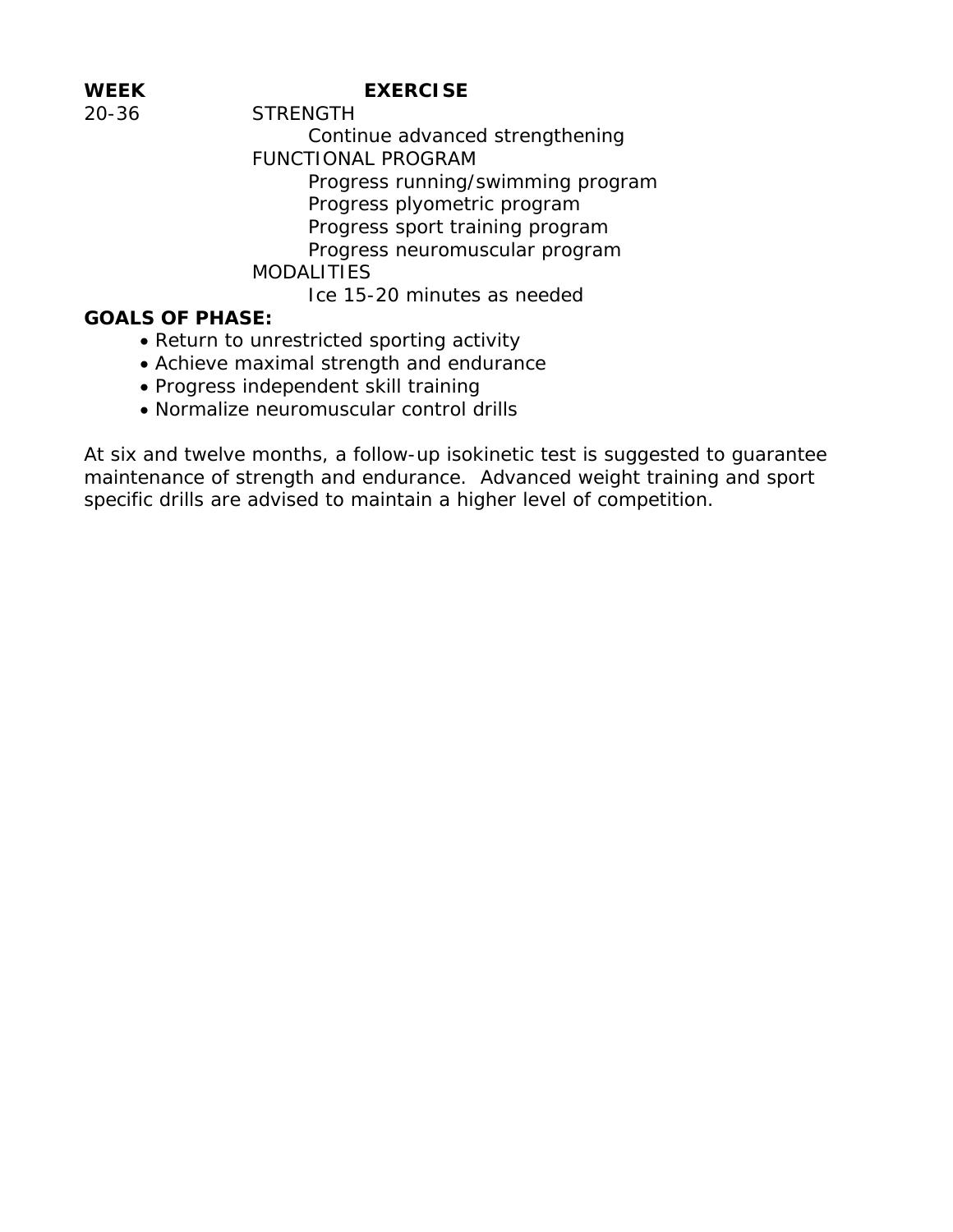| **WEEK** | **EXERCISE** |
| --- | --- |
| 20-36 | STRENGTH<br>Continue advanced strengthening<br>FUNCTIONAL PROGRAM<br>Progress running/swimming program<br>Progress plyometric program<br>Progress sport training program<br>Progress neuromuscular program<br>MODALITIES<br>Ice 15-20 minutes as needed |

**GOALS OF PHASE:**

- Return to unrestricted sporting activity
- Achieve maximal strength and endurance
- Progress independent skill training
- Normalize neuromuscular control drills

At six and twelve months, a follow-up isokinetic test is suggested to guarantee maintenance of strength and endurance. Advanced weight training and sport specific drills are advised to maintain a higher level of competition.